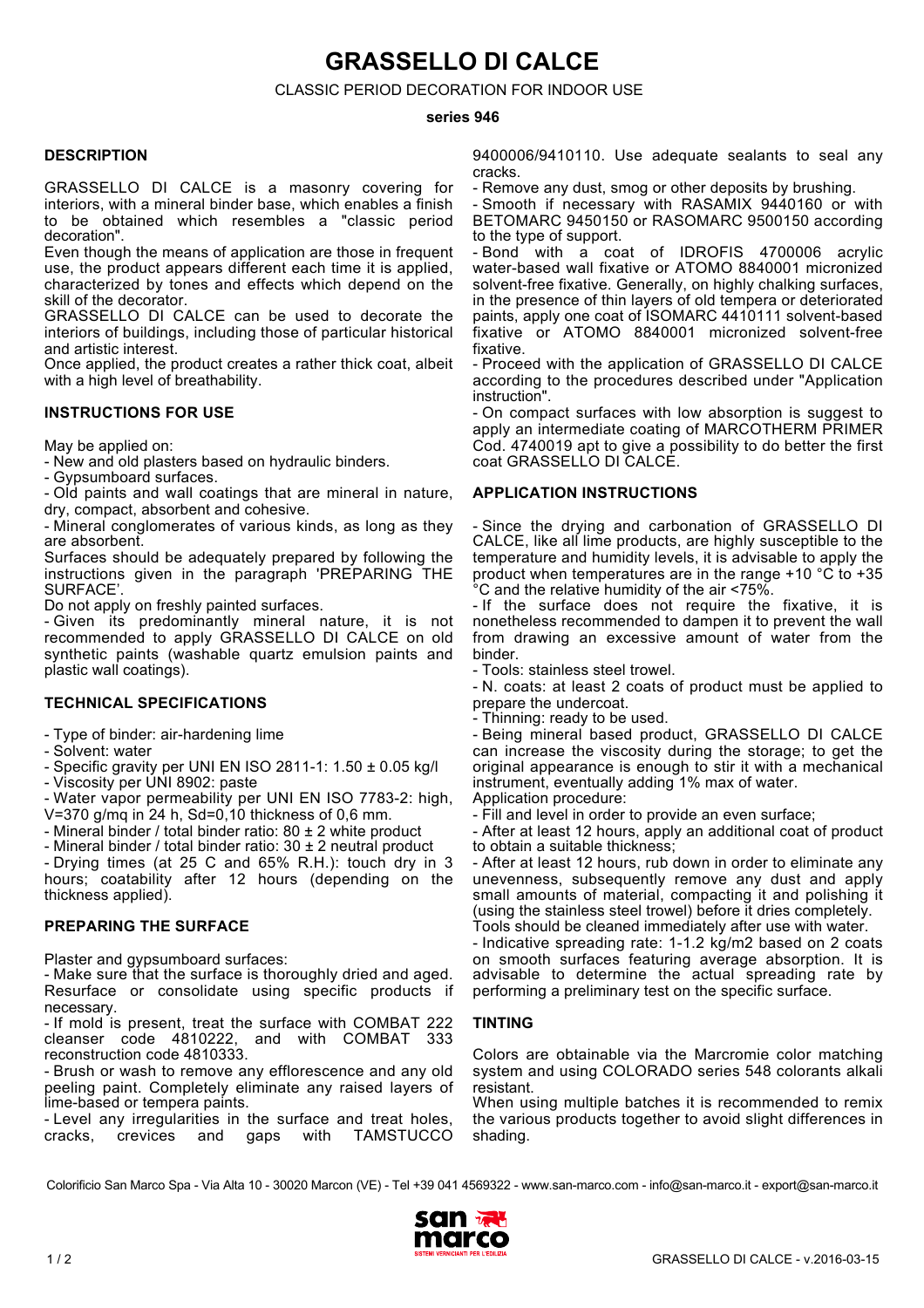# GRASSELLO DI CALCE

CLASSIC PERIOD DECORATION FOR INDOOR USE

**series 946**

## DESCRIPTION

GRASSELLO DI CALCE is a masonry covering for interiors, with a mineral binder base, which enables a finish to be obtained which resembles a "classic period decoration".

Even though the means of application are those in frequent use, the product appears different each time it is applied, characterized by tones and effects which depend on the skill of the decorator.

GRASSELLO DI CALCE can be used to decorate the interiors of buildings, including those of particular historical and artistic interest.

Once applied, the product creates a rather thick coat, albeit with a high level of breathability.

## INSTRUCTIONS FOR USE

May be applied on:

- New and old plasters based on hydraulic binders.
- Gypsumboard surfaces.
- Old paints and wall coatings that are mineral in nature, dry, compact, absorbent and cohesive.
- Mineral conglomerates of various kinds, as long as they are absorbent.

Surfaces should be adequately prepared by following the instructions given in the paragraph 'PREPARING THE SURFACE'.

Do not apply on freshly painted surfaces.

- Given its predominantly mineral nature, it is not recommended to apply GRASSELLO DI CALCE on old synthetic paints (washable quartz emulsion paints and plastic wall coatings).

## TECHNICAL SPECIFICATIONS

- Type of binder: air-hardening lime
- Solvent: water
- Specific gravity per UNI EN ISO 2811-1: 1.50 ± 0.05 kg/l
- Viscosity per UNI 8902: paste
- Water vapor permeability per UNI EN ISO 7783-2: high, V=370 g/mq in 24 h, Sd=0,10 thickness of 0,6 mm.
- Mineral binder / total binder ratio: 80 ± 2 white product
- Mineral binder / total binder ratio: 30 ± 2 neutral product
- Drying times (at 25 C and 65% R.H.): touch dry in 3 hours; coatability after 12 hours (depending on the thickness applied).

## PREPARING THE SURFACE

Plaster and gypsumboard surfaces:

- Make sure that the surface is thoroughly dried and aged. Resurface or consolidate using specific products if necessary.
- If mold is present, treat the surface with COMBAT 222 cleanser code 4810222, and with COMBAT 333 reconstruction code 4810333.
- Brush or wash to remove any efflorescence and any old peeling paint. Completely eliminate any raised layers of lime-based or tempera paints.
- Level any irregularities in the surface and treat holes, cracks, crevices and gaps with TAMSTUCCO 9400006/9410110. Use adequate sealants to seal any cracks.
- Remove any dust, smog or other deposits by brushing.
- Smooth if necessary with RASAMIX 9440160 or with BETOMARC 9450150 or RASOMARC 9500150 according to the type of support.
- Bond with a coat of IDROFIS 4700006 acrylic water-based wall fixative or ATOMO 8840001 micronized solvent-free fixative. Generally, on highly chalking surfaces, in the presence of thin layers of old tempera or deteriorated paints, apply one coat of ISOMARC 4410111 solvent-based fixative or ATOMO 8840001 micronized solvent-free fixative.
- Proceed with the application of GRASSELLO DI CALCE according to the procedures described under "Application instruction".
- On compact surfaces with low absorption is suggest to apply an intermediate coating of MARCOTHERM PRIMER Cod. 4740019 apt to give a possibility to do better the first coat GRASSELLO DI CALCE.

## APPLICATION INSTRUCTIONS

- Since the drying and carbonation of GRASSELLO DI CALCE, like all lime products, are highly susceptible to the temperature and humidity levels, it is advisable to apply the product when temperatures are in the range +10 °C to +35 °C and the relative humidity of the air <75%.
- If the surface does not require the fixative, it is nonetheless recommended to dampen it to prevent the wall from drawing an excessive amount of water from the binder.
- Tools: stainless steel trowel.
- N. coats: at least 2 coats of product must be applied to prepare the undercoat.
- Thinning: ready to be used.
- Being mineral based product, GRASSELLO DI CALCE can increase the viscosity during the storage; to get the original appearance is enough to stir it with a mechanical instrument, eventually adding 1% max of water.

Application procedure:

- Fill and level in order to provide an even surface;
- After at least 12 hours, apply an additional coat of product to obtain a suitable thickness;
- After at least 12 hours, rub down in order to eliminate any unevenness, subsequently remove any dust and apply small amounts of material, compacting it and polishing it (using the stainless steel trowel) before it dries completely.

Tools should be cleaned immediately after use with water.

- Indicative spreading rate: 1-1.2 kg/m2 based on 2 coats on smooth surfaces featuring average absorption. It is advisable to determine the actual spreading rate by performing a preliminary test on the specific surface.

## TINTING

Colors are obtainable via the Marcromie color matching system and using COLORADO series 548 colorants alkali resistant.

When using multiple batches it is recommended to remix the various products together to avoid slight differences in shading.

Colorificio San Marco Spa - Via Alta 10 - 30020 Marcon (VE) - Tel +39 041 4569322 - www.san-marco.com - info@san-marco.it - export@san-marco.it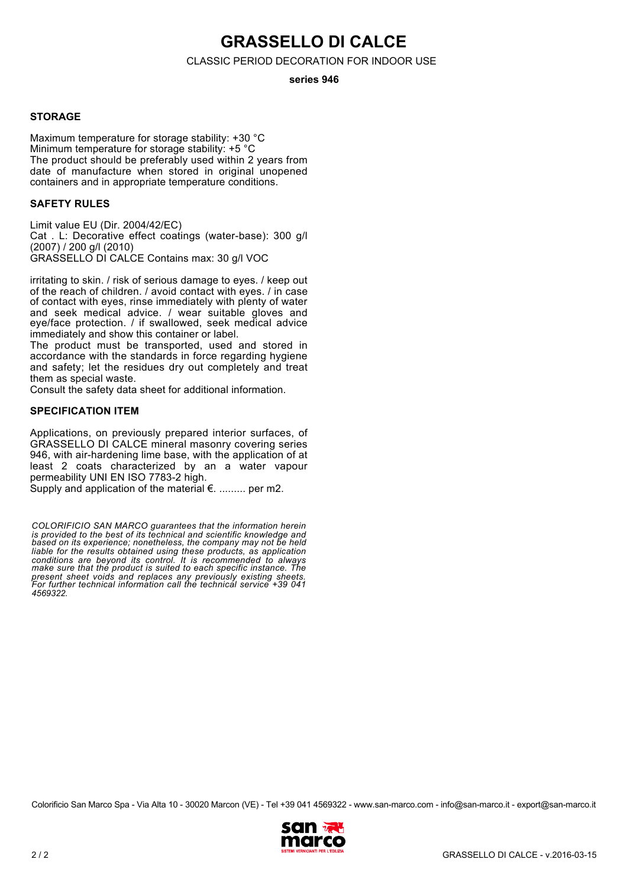# GRASSELLO DI CALCE

CLASSIC PERIOD DECORATION FOR INDOOR USE

**series 946**

### STORAGE

Maximum temperature for storage stability: +30 °C
Minimum temperature for storage stability: +5 °C
The product should be preferably used within 2 years from date of manufacture when stored in original unopened containers and in appropriate temperature conditions.

### SAFETY RULES

Limit value EU (Dir. 2004/42/EC)
Cat . L: Decorative effect coatings (water-base): 300 g/l (2007) / 200 g/l (2010)
GRASSELLO DI CALCE Contains max: 30 g/l VOC

irritating to skin. / risk of serious damage to eyes. / keep out of the reach of children. / avoid contact with eyes. / in case of contact with eyes, rinse immediately with plenty of water and seek medical advice. / wear suitable gloves and eye/face protection. / if swallowed, seek medical advice immediately and show this container or label.
The product must be transported, used and stored in accordance with the standards in force regarding hygiene and safety; let the residues dry out completely and treat them as special waste.
Consult the safety data sheet for additional information.

### SPECIFICATION ITEM

Applications, on previously prepared interior surfaces, of GRASSELLO DI CALCE mineral masonry covering series 946, with air-hardening lime base, with the application of at least 2 coats characterized by an a water vapour permeability UNI EN ISO 7783-2 high.
Supply and application of the material €. ......... per m2.

*COLORIFICIO SAN MARCO guarantees that the information herein is provided to the best of its technical and scientific knowledge and based on its experience; nonetheless, the company may not be held liable for the results obtained using these products, as application conditions are beyond its control. It is recommended to always make sure that the product is suited to each specific instance. The present sheet voids and replaces any previously existing sheets. For further technical information call the technical service +39 041 4569322.*

Colorificio San Marco Spa - Via Alta 10 - 30020 Marcon (VE) - Tel +39 041 4569322 - www.san-marco.com - info@san-marco.it - export@san-marco.it

GRASSELLO DI CALCE - v.2016-03-15